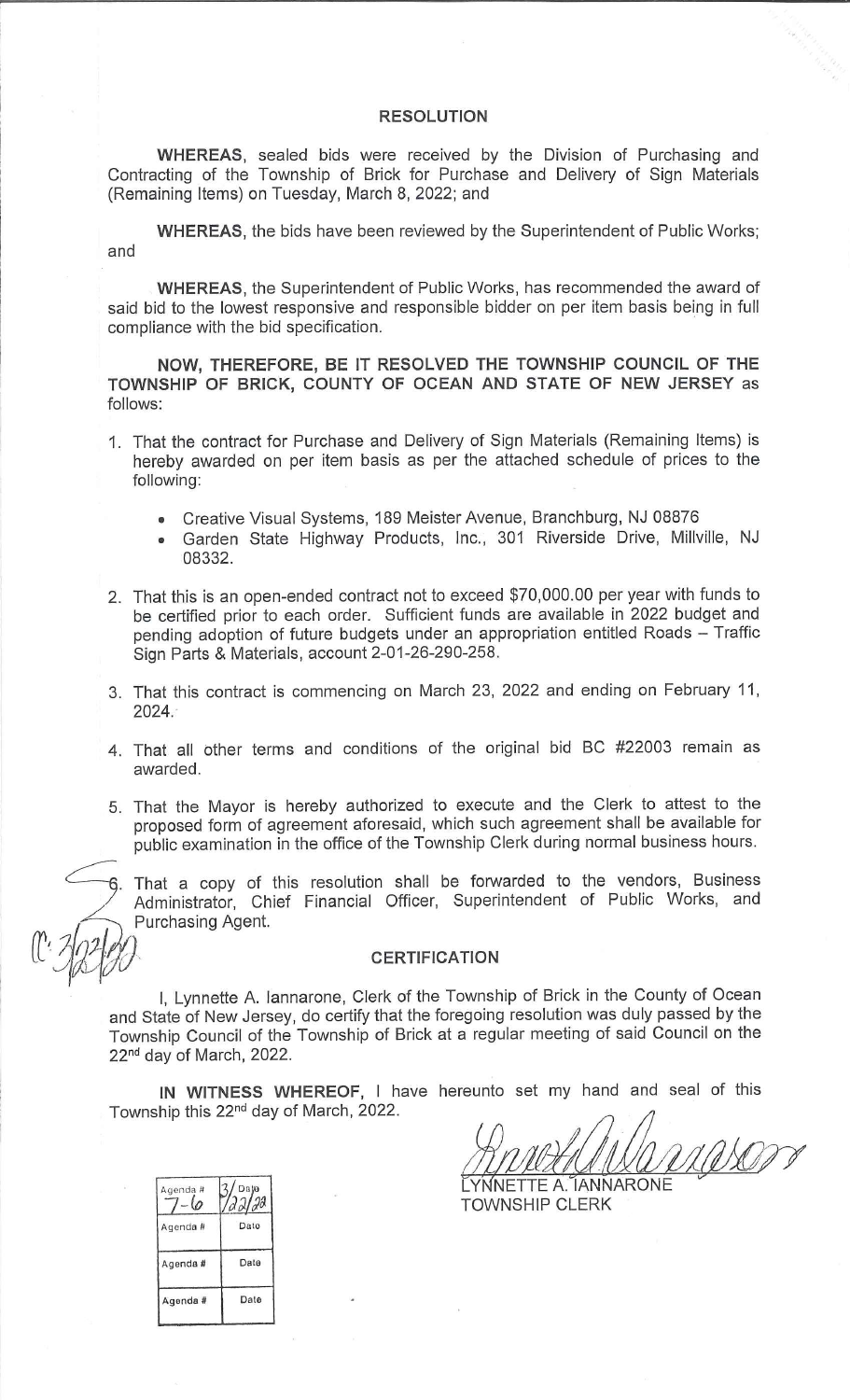## RESOLUTION

**WHEREAS**, sealed bids were received by the Division of Purchasing and Contracting of the Township of Brick for Purchase and Delivery of Sign Materials (Remaining Items) on Tuesday, March 8, 2022; and

**WHEREAS**, the bids have been reviewed by the Superintendent of Public Works; and

**WHEREAS**, the Superintendent of Public Works, has recommended the award of said bid to the lowest responsive and responsible bidder on per item basis being in full compliance with the bid specification.

**NOW, THEREFORE, BE IT RESOLVED THE TOWNSHIP COUNCIL OF THE TOWNSHIP OF BRICK, COUNTY OF OCEAN AND STATE OF NEW JERSEY** as follows:

1. That the contract for Purchase and Delivery of Sign Materials (Remaining Items) is hereby awarded on per item basis as per the attached schedule of prices to the following:
   - Creative Visual Systems, 189 Meister Avenue, Branchburg, NJ 08876
   - Garden State Highway Products, Inc., 301 Riverside Drive, Millville, NJ 08332.

2. That this is an open-ended contract not to exceed $70,000.00 per year with funds to be certified prior to each order. Sufficient funds are available in 2022 budget and pending adoption of future budgets under an appropriation entitled Roads – Traffic Sign Parts & Materials, account 2-01-26-290-258.

3. That this contract is commencing on March 23, 2022 and ending on February 11, 2024.

4. That all other terms and conditions of the original bid BC #22003 remain as awarded.

5. That the Mayor is hereby authorized to execute and the Clerk to attest to the proposed form of agreement aforesaid, which such agreement shall be available for public examination in the office of the Township Clerk during normal business hours.

6. That a copy of this resolution shall be forwarded to the vendors, Business Administrator, Chief Financial Officer, Superintendent of Public Works, and Purchasing Agent.

C: 3/22/22

## CERTIFICATION

I, Lynnette A. Iannarone, Clerk of the Township of Brick in the County of Ocean and State of New Jersey, do certify that the foregoing resolution was duly passed by the Township Council of the Township of Brick at a regular meeting of said Council on the 22nd day of March, 2022.

**IN WITNESS WHEREOF,** I have hereunto set my hand and seal of this Township this 22nd day of March, 2022.

LYNNETTE A. IANNARONE
TOWNSHIP CLERK

| Agenda # 7-6 | Date 3/22/22 |
|---|---|
| Agenda # | Date |
| Agenda # | Date |
| Agenda # | Date |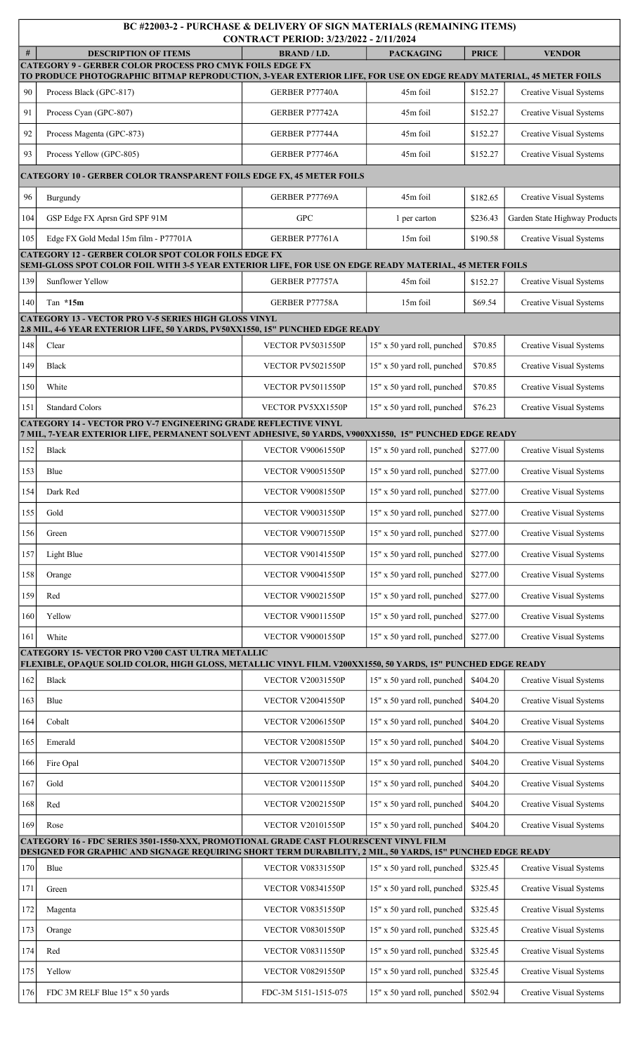| # | DESCRIPTION OF ITEMS | BRAND / I.D. | PACKAGING | PRICE | VENDOR |
|---|---|---|---|---|---|
| | **BC #22003-2 - PURCHASE & DELIVERY OF SIGN MATERIALS (REMAINING ITEMS) CONTRACT PERIOD: 3/23/2022 - 2/11/2024** | | | | |
| | **CATEGORY 9 - GERBER COLOR PROCESS PRO CMYK FOILS EDGE FX TO PRODUCE PHOTOGRAPHIC BITMAP REPRODUCTION, 3-YEAR EXTERIOR LIFE, FOR USE ON EDGE READY MATERIAL, 45 METER FOILS** | | | | |
| 90 | Process Black (GPC-817) | GERBER P77740A | 45m foil | $152.27 | Creative Visual Systems |
| 91 | Process Cyan (GPC-807) | GERBER P77742A | 45m foil | $152.27 | Creative Visual Systems |
| 92 | Process Magenta (GPC-873) | GERBER P77744A | 45m foil | $152.27 | Creative Visual Systems |
| 93 | Process Yellow (GPC-805) | GERBER P77746A | 45m foil | $152.27 | Creative Visual Systems |
| | **CATEGORY 10 - GERBER COLOR TRANSPARENT FOILS EDGE FX, 45 METER FOILS** | | | | |
| 96 | Burgundy | GERBER P77769A | 45m foil | $182.65 | Creative Visual Systems |
| 104 | GSP Edge FX Aprsn Grd SPF 91M | GPC | 1 per carton | $236.43 | Garden State Highway Products |
| 105 | Edge FX Gold Medal 15m film - P77701A | GERBER P77761A | 15m foil | $190.58 | Creative Visual Systems |
| | **CATEGORY 12 - GERBER COLOR SPOT COLOR FOILS EDGE FX SEMI-GLOSS SPOT COLOR FOIL WITH 3-5 YEAR EXTERIOR LIFE, FOR USE ON EDGE READY MATERIAL, 45 METER FOILS** | | | | |
| 139 | Sunflower Yellow | GERBER P77757A | 45m foil | $152.27 | Creative Visual Systems |
| 140 | Tan **\*15m** | GERBER P77758A | 15m foil | $69.54 | Creative Visual Systems |
| | **CATEGORY 13 - VECTOR PRO V-5 SERIES HIGH GLOSS VINYL 2.8 MIL, 4-6 YEAR EXTERIOR LIFE, 50 YARDS, PV50XX1550, 15" PUNCHED EDGE READY** | | | | |
| 148 | Clear | VECTOR PV5031550P | 15" x 50 yard roll, punched | $70.85 | Creative Visual Systems |
| 149 | Black | VECTOR PV5021550P | 15" x 50 yard roll, punched | $70.85 | Creative Visual Systems |
| 150 | White | VECTOR PV5011550P | 15" x 50 yard roll, punched | $70.85 | Creative Visual Systems |
| 151 | Standard Colors | VECTOR PV5XX1550P | 15" x 50 yard roll, punched | $76.23 | Creative Visual Systems |
| | **CATEGORY 14 - VECTOR PRO V-7 ENGINEERING GRADE REFLECTIVE VINYL 7 MIL, 7-YEAR EXTERIOR LIFE, PERMANENT SOLVENT ADHESIVE, 50 YARDS, V900XX1550, 15" PUNCHED EDGE READY** | | | | |
| 152 | Black | VECTOR V90061550P | 15" x 50 yard roll, punched | $277.00 | Creative Visual Systems |
| 153 | Blue | VECTOR V90051550P | 15" x 50 yard roll, punched | $277.00 | Creative Visual Systems |
| 154 | Dark Red | VECTOR V90081550P | 15" x 50 yard roll, punched | $277.00 | Creative Visual Systems |
| 155 | Gold | VECTOR V90031550P | 15" x 50 yard roll, punched | $277.00 | Creative Visual Systems |
| 156 | Green | VECTOR V90071550P | 15" x 50 yard roll, punched | $277.00 | Creative Visual Systems |
| 157 | Light Blue | VECTOR V90141550P | 15" x 50 yard roll, punched | $277.00 | Creative Visual Systems |
| 158 | Orange | VECTOR V90041550P | 15" x 50 yard roll, punched | $277.00 | Creative Visual Systems |
| 159 | Red | VECTOR V90021550P | 15" x 50 yard roll, punched | $277.00 | Creative Visual Systems |
| 160 | Yellow | VECTOR V90011550P | 15" x 50 yard roll, punched | $277.00 | Creative Visual Systems |
| 161 | White | VECTOR V90001550P | 15" x 50 yard roll, punched | $277.00 | Creative Visual Systems |
| | **CATEGORY 15- VECTOR PRO V200 CAST ULTRA METALLIC FLEXIBLE, OPAQUE SOLID COLOR, HIGH GLOSS, METALLIC VINYL FILM. V200XX1550, 50 YARDS, 15" PUNCHED EDGE READY** | | | | |
| 162 | Black | VECTOR V20031550P | 15" x 50 yard roll, punched | $404.20 | Creative Visual Systems |
| 163 | Blue | VECTOR V20041550P | 15" x 50 yard roll, punched | $404.20 | Creative Visual Systems |
| 164 | Cobalt | VECTOR V20061550P | 15" x 50 yard roll, punched | $404.20 | Creative Visual Systems |
| 165 | Emerald | VECTOR V20081550P | 15" x 50 yard roll, punched | $404.20 | Creative Visual Systems |
| 166 | Fire Opal | VECTOR V20071550P | 15" x 50 yard roll, punched | $404.20 | Creative Visual Systems |
| 167 | Gold | VECTOR V20011550P | 15" x 50 yard roll, punched | $404.20 | Creative Visual Systems |
| 168 | Red | VECTOR V20021550P | 15" x 50 yard roll, punched | $404.20 | Creative Visual Systems |
| 169 | Rose | VECTOR V20101550P | 15" x 50 yard roll, punched | $404.20 | Creative Visual Systems |
| | **CATEGORY 16 - FDC SERIES 3501-1550-XXX, PROMOTIONAL GRADE CAST FLOURESCENT VINYL FILM DESIGNED FOR GRAPHIC AND SIGNAGE REQUIRING SHORT TERM DURABILITY, 2 MIL, 50 YARDS, 15" PUNCHED EDGE READY** | | | | |
| 170 | Blue | VECTOR V08331550P | 15" x 50 yard roll, punched | $325.45 | Creative Visual Systems |
| 171 | Green | VECTOR V08341550P | 15" x 50 yard roll, punched | $325.45 | Creative Visual Systems |
| 172 | Magenta | VECTOR V08351550P | 15" x 50 yard roll, punched | $325.45 | Creative Visual Systems |
| 173 | Orange | VECTOR V08301550P | 15" x 50 yard roll, punched | $325.45 | Creative Visual Systems |
| 174 | Red | VECTOR V08311550P | 15" x 50 yard roll, punched | $325.45 | Creative Visual Systems |
| 175 | Yellow | VECTOR V08291550P | 15" x 50 yard roll, punched | $325.45 | Creative Visual Systems |
| 176 | FDC 3M RELF Blue 15" x 50 yards | FDC-3M 5151-1515-075 | 15" x 50 yard roll, punched | $502.94 | Creative Visual Systems |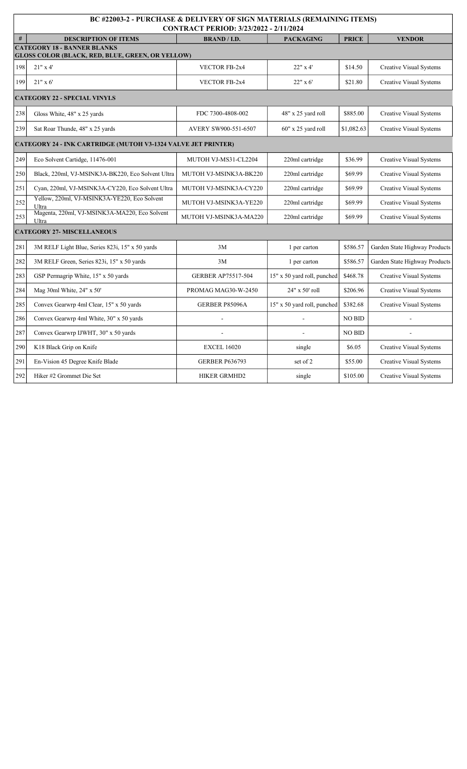# BC #22003-2 - PURCHASE & DELIVERY OF SIGN MATERIALS (REMAINING ITEMS)

**CONTRACT PERIOD: 3/23/2022 - 2/11/2024**

| # | DESCRIPTION OF ITEMS | BRAND / I.D. | PACKAGING | PRICE | VENDOR |
|---|---|---|---|---|---|
| **CATEGORY 18 - BANNER BLANKS GLOSS COLOR (BLACK, RED, BLUE, GREEN, OR YELLOW)** | | | | | |
| 198 | 21" x 4' | VECTOR FB-2x4 | 22" x 4' | $14.50 | Creative Visual Systems |
| 199 | 21" x 6' | VECTOR FB-2x4 | 22" x 6' | $21.80 | Creative Visual Systems |
| **CATEGORY 22 - SPECIAL VINYLS** | | | | | |
| 238 | Gloss White, 48" x 25 yards | FDC 7300-4808-002 | 48" x 25 yard roll | $885.00 | Creative Visual Systems |
| 239 | Sat Roar Thunde, 48" x 25 yards | AVERY SW900-551-6507 | 60" x 25 yard roll | $1,082.63 | Creative Visual Systems |
| **CATEGORY 24 - INK CARTRIDGE (MUTOH V3-1324 VALVE JET PRINTER)** | | | | | |
| 249 | Eco Solvent Cartidge, 11476-001 | MUTOH VJ-MS31-CL2204 | 220ml cartridge | $36.99 | Creative Visual Systems |
| 250 | Black, 220ml, VJ-MSINK3A-BK220, Eco Solvent Ultra | MUTOH VJ-MSINK3A-BK220 | 220ml cartridge | $69.99 | Creative Visual Systems |
| 251 | Cyan, 220ml, VJ-MSINK3A-CY220, Eco Solvent Ultra | MUTOH VJ-MSINK3A-CY220 | 220ml cartridge | $69.99 | Creative Visual Systems |
| 252 | Yellow, 220ml, VJ-MSINK3A-YE220, Eco Solvent Ultra | MUTOH VJ-MSINK3A-YE220 | 220ml cartridge | $69.99 | Creative Visual Systems |
| 253 | Magenta, 220ml, VJ-MSINK3A-MA220, Eco Solvent Ultra | MUTOH VJ-MSINK3A-MA220 | 220ml cartridge | $69.99 | Creative Visual Systems |
| **CATEGORY 27- MISCELLANEOUS** | | | | | |
| 281 | 3M RELF Light Blue, Series 823i, 15" x 50 yards | 3M | 1 per carton | $586.57 | Garden State Highway Products |
| 282 | 3M RELF Green, Series 823i, 15" x 50 yards | 3M | 1 per carton | $586.57 | Garden State Highway Products |
| 283 | GSP Permagrip White, 15" x 50 yards | GERBER AP75517-504 | 15" x 50 yard roll, punched | $468.78 | Creative Visual Systems |
| 284 | Mag 30ml White, 24" x 50' | PROMAG MAG30-W-2450 | 24" x 50' roll | $206.96 | Creative Visual Systems |
| 285 | Convex Gearwrp 4ml Clear, 15" x 50 yards | GERBER P85096A | 15" x 50 yard roll, punched | $382.68 | Creative Visual Systems |
| 286 | Convex Gearwrp 4ml White, 30" x 50 yards | - | - | NO BID | - |
| 287 | Convex Gearwrp IJWHT, 30" x 50 yards | - | - | NO BID | - |
| 290 | K18 Black Grip on Knife | EXCEL 16020 | single | $6.05 | Creative Visual Systems |
| 291 | En-Vision 45 Degree Knife Blade | GERBER P636793 | set of 2 | $55.00 | Creative Visual Systems |
| 292 | Hiker #2 Grommet Die Set | HIKER GRMHD2 | single | $105.00 | Creative Visual Systems |